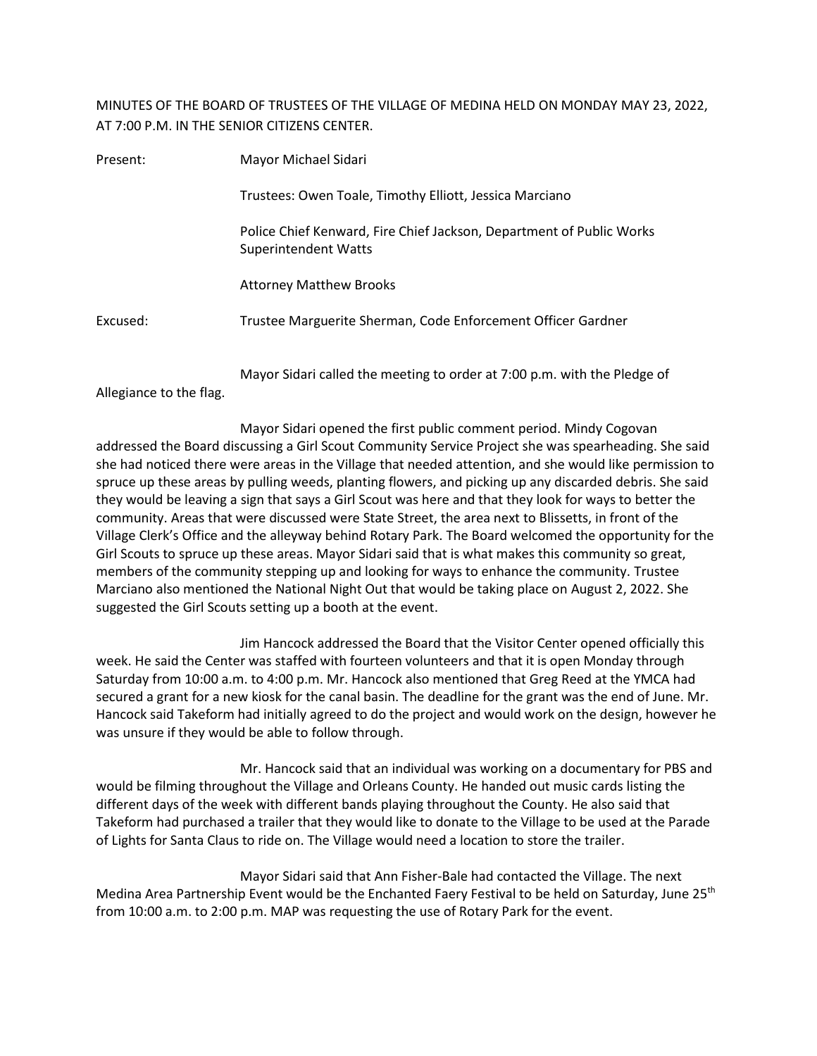MINUTES OF THE BOARD OF TRUSTEES OF THE VILLAGE OF MEDINA HELD ON MONDAY MAY 23, 2022, AT 7:00 P.M. IN THE SENIOR CITIZENS CENTER.

| | |
|---|---|
| Present: | Mayor Michael Sidari |
| | Trustees: Owen Toale, Timothy Elliott, Jessica Marciano |
| | Police Chief Kenward, Fire Chief Jackson, Department of Public Works Superintendent Watts |
| | Attorney Matthew Brooks |
| Excused: | Trustee Marguerite Sherman, Code Enforcement Officer Gardner |

Mayor Sidari called the meeting to order at 7:00 p.m. with the Pledge of Allegiance to the flag.

Mayor Sidari opened the first public comment period. Mindy Cogovan addressed the Board discussing a Girl Scout Community Service Project she was spearheading. She said she had noticed there were areas in the Village that needed attention, and she would like permission to spruce up these areas by pulling weeds, planting flowers, and picking up any discarded debris. She said they would be leaving a sign that says a Girl Scout was here and that they look for ways to better the community. Areas that were discussed were State Street, the area next to Blissetts, in front of the Village Clerk's Office and the alleyway behind Rotary Park. The Board welcomed the opportunity for the Girl Scouts to spruce up these areas. Mayor Sidari said that is what makes this community so great, members of the community stepping up and looking for ways to enhance the community. Trustee Marciano also mentioned the National Night Out that would be taking place on August 2, 2022. She suggested the Girl Scouts setting up a booth at the event.

Jim Hancock addressed the Board that the Visitor Center opened officially this week. He said the Center was staffed with fourteen volunteers and that it is open Monday through Saturday from 10:00 a.m. to 4:00 p.m. Mr. Hancock also mentioned that Greg Reed at the YMCA had secured a grant for a new kiosk for the canal basin. The deadline for the grant was the end of June. Mr. Hancock said Takeform had initially agreed to do the project and would work on the design, however he was unsure if they would be able to follow through.

Mr. Hancock said that an individual was working on a documentary for PBS and would be filming throughout the Village and Orleans County. He handed out music cards listing the different days of the week with different bands playing throughout the County. He also said that Takeform had purchased a trailer that they would like to donate to the Village to be used at the Parade of Lights for Santa Claus to ride on. The Village would need a location to store the trailer.

Mayor Sidari said that Ann Fisher-Bale had contacted the Village. The next Medina Area Partnership Event would be the Enchanted Faery Festival to be held on Saturday, June 25th from 10:00 a.m. to 2:00 p.m. MAP was requesting the use of Rotary Park for the event.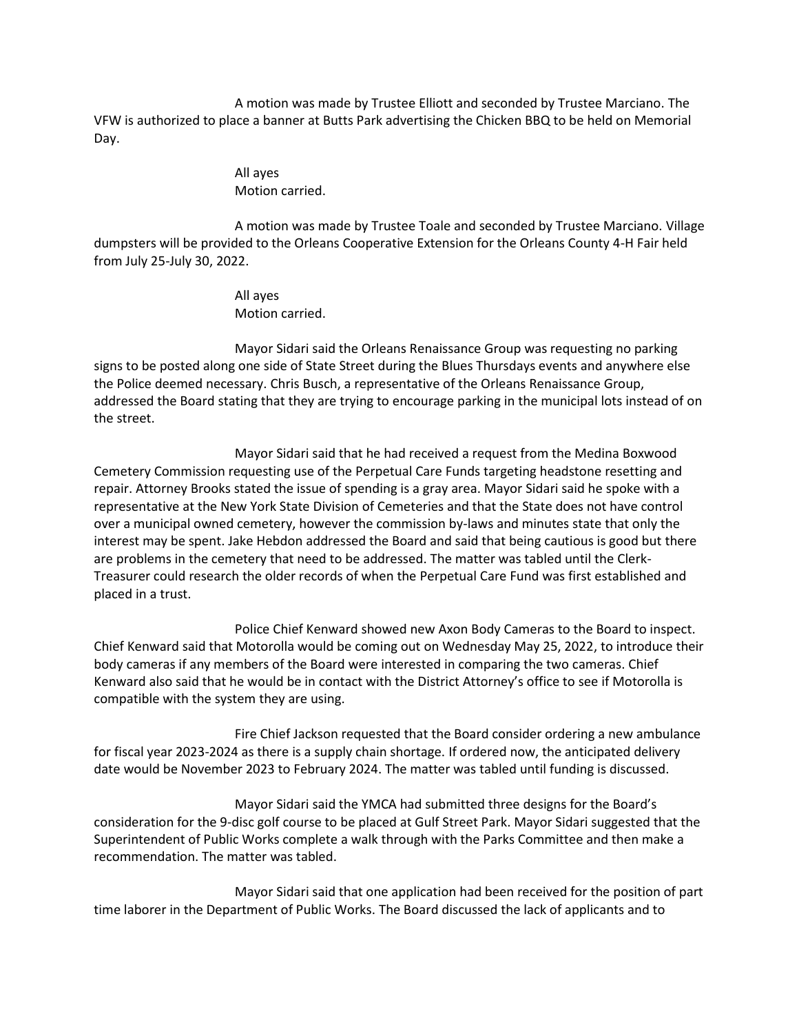A motion was made by Trustee Elliott and seconded by Trustee Marciano. The VFW is authorized to place a banner at Butts Park advertising the Chicken BBQ to be held on Memorial Day.

All ayes
Motion carried.

A motion was made by Trustee Toale and seconded by Trustee Marciano. Village dumpsters will be provided to the Orleans Cooperative Extension for the Orleans County 4-H Fair held from July 25-July 30, 2022.

All ayes
Motion carried.

Mayor Sidari said the Orleans Renaissance Group was requesting no parking signs to be posted along one side of State Street during the Blues Thursdays events and anywhere else the Police deemed necessary. Chris Busch, a representative of the Orleans Renaissance Group, addressed the Board stating that they are trying to encourage parking in the municipal lots instead of on the street.

Mayor Sidari said that he had received a request from the Medina Boxwood Cemetery Commission requesting use of the Perpetual Care Funds targeting headstone resetting and repair. Attorney Brooks stated the issue of spending is a gray area. Mayor Sidari said he spoke with a representative at the New York State Division of Cemeteries and that the State does not have control over a municipal owned cemetery, however the commission by-laws and minutes state that only the interest may be spent. Jake Hebdon addressed the Board and said that being cautious is good but there are problems in the cemetery that need to be addressed. The matter was tabled until the Clerk-Treasurer could research the older records of when the Perpetual Care Fund was first established and placed in a trust.

Police Chief Kenward showed new Axon Body Cameras to the Board to inspect. Chief Kenward said that Motorolla would be coming out on Wednesday May 25, 2022, to introduce their body cameras if any members of the Board were interested in comparing the two cameras. Chief Kenward also said that he would be in contact with the District Attorney's office to see if Motorolla is compatible with the system they are using.

Fire Chief Jackson requested that the Board consider ordering a new ambulance for fiscal year 2023-2024 as there is a supply chain shortage. If ordered now, the anticipated delivery date would be November 2023 to February 2024. The matter was tabled until funding is discussed.

Mayor Sidari said the YMCA had submitted three designs for the Board's consideration for the 9-disc golf course to be placed at Gulf Street Park. Mayor Sidari suggested that the Superintendent of Public Works complete a walk through with the Parks Committee and then make a recommendation. The matter was tabled.

Mayor Sidari said that one application had been received for the position of part time laborer in the Department of Public Works. The Board discussed the lack of applicants and to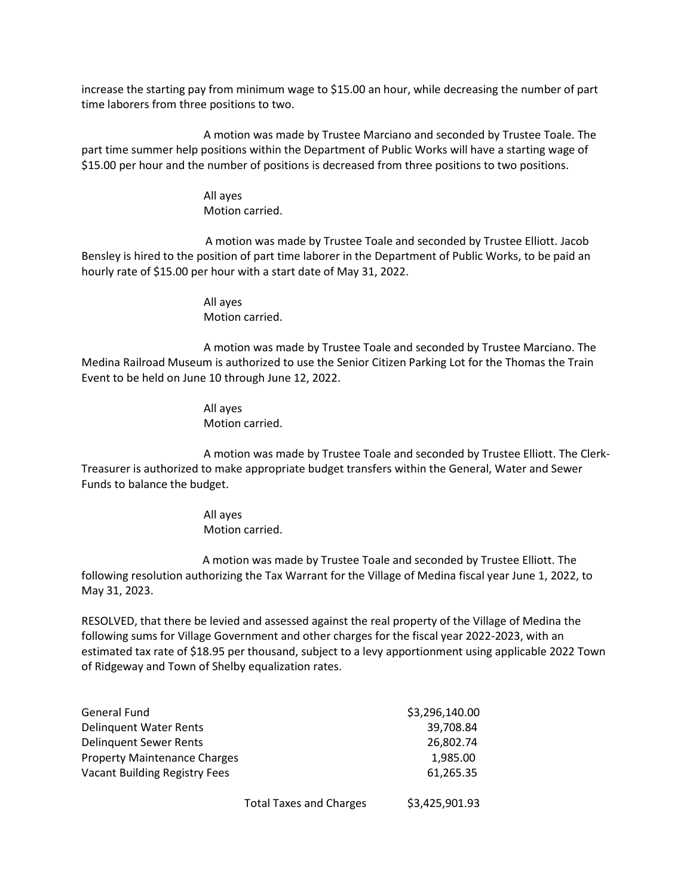increase the starting pay from minimum wage to $15.00 an hour, while decreasing the number of part time laborers from three positions to two.

A motion was made by Trustee Marciano and seconded by Trustee Toale. The part time summer help positions within the Department of Public Works will have a starting wage of $15.00 per hour and the number of positions is decreased from three positions to two positions.

All ayes
Motion carried.

A motion was made by Trustee Toale and seconded by Trustee Elliott. Jacob Bensley is hired to the position of part time laborer in the Department of Public Works, to be paid an hourly rate of $15.00 per hour with a start date of May 31, 2022.

All ayes
Motion carried.

A motion was made by Trustee Toale and seconded by Trustee Marciano. The Medina Railroad Museum is authorized to use the Senior Citizen Parking Lot for the Thomas the Train Event to be held on June 10 through June 12, 2022.

All ayes
Motion carried.

A motion was made by Trustee Toale and seconded by Trustee Elliott. The Clerk-Treasurer is authorized to make appropriate budget transfers within the General, Water and Sewer Funds to balance the budget.

All ayes
Motion carried.

A motion was made by Trustee Toale and seconded by Trustee Elliott. The following resolution authorizing the Tax Warrant for the Village of Medina fiscal year June 1, 2022, to May 31, 2023.

RESOLVED, that there be levied and assessed against the real property of the Village of Medina the following sums for Village Government and other charges for the fiscal year 2022-2023, with an estimated tax rate of $18.95 per thousand, subject to a levy apportionment using applicable 2022 Town of Ridgeway and Town of Shelby equalization rates.

| | | |
|---|---|---|
| General Fund | | $3,296,140.00 |
| Delinquent Water Rents | | 39,708.84 |
| Delinquent Sewer Rents | | 26,802.74 |
| Property Maintenance Charges | | 1,985.00 |
| Vacant Building Registry Fees | | 61,265.35 |
| | Total Taxes and Charges | $3,425,901.93 |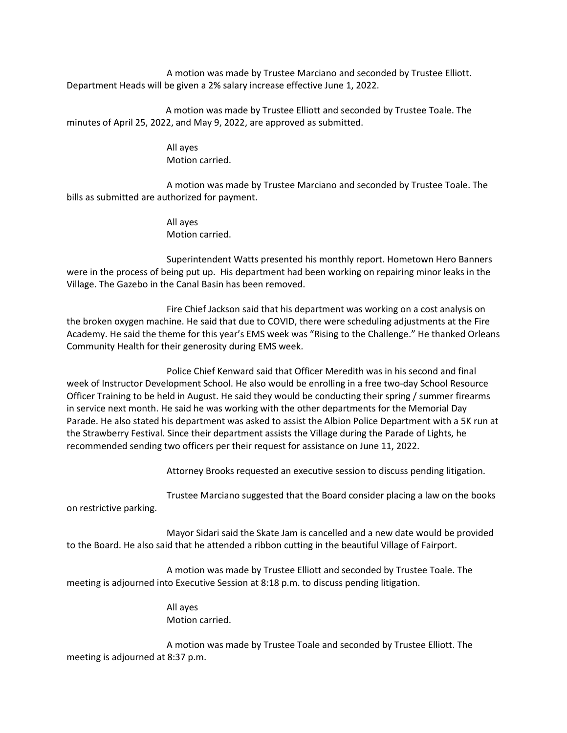A motion was made by Trustee Marciano and seconded by Trustee Elliott. Department Heads will be given a 2% salary increase effective June 1, 2022.

A motion was made by Trustee Elliott and seconded by Trustee Toale. The minutes of April 25, 2022, and May 9, 2022, are approved as submitted.

All ayes
Motion carried.

A motion was made by Trustee Marciano and seconded by Trustee Toale. The bills as submitted are authorized for payment.

All ayes
Motion carried.

Superintendent Watts presented his monthly report. Hometown Hero Banners were in the process of being put up. His department had been working on repairing minor leaks in the Village. The Gazebo in the Canal Basin has been removed.

Fire Chief Jackson said that his department was working on a cost analysis on the broken oxygen machine. He said that due to COVID, there were scheduling adjustments at the Fire Academy. He said the theme for this year's EMS week was "Rising to the Challenge." He thanked Orleans Community Health for their generosity during EMS week.

Police Chief Kenward said that Officer Meredith was in his second and final week of Instructor Development School. He also would be enrolling in a free two-day School Resource Officer Training to be held in August. He said they would be conducting their spring / summer firearms in service next month. He said he was working with the other departments for the Memorial Day Parade. He also stated his department was asked to assist the Albion Police Department with a 5K run at the Strawberry Festival. Since their department assists the Village during the Parade of Lights, he recommended sending two officers per their request for assistance on June 11, 2022.

Attorney Brooks requested an executive session to discuss pending litigation.

Trustee Marciano suggested that the Board consider placing a law on the books on restrictive parking.

Mayor Sidari said the Skate Jam is cancelled and a new date would be provided to the Board. He also said that he attended a ribbon cutting in the beautiful Village of Fairport.

A motion was made by Trustee Elliott and seconded by Trustee Toale. The meeting is adjourned into Executive Session at 8:18 p.m. to discuss pending litigation.

All ayes
Motion carried.

A motion was made by Trustee Toale and seconded by Trustee Elliott. The meeting is adjourned at 8:37 p.m.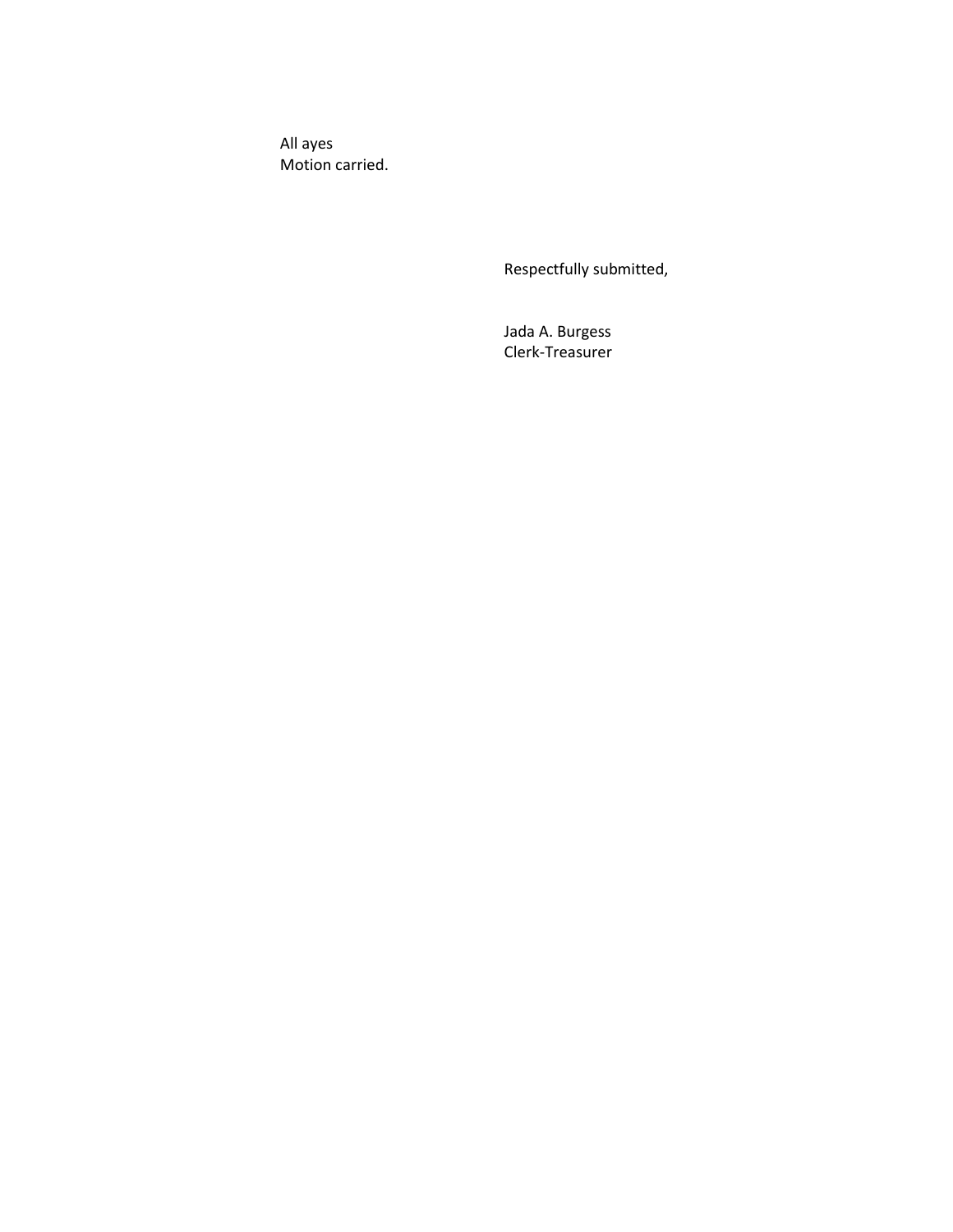All ayes
Motion carried.

Respectfully submitted,

Jada A. Burgess
Clerk-Treasurer